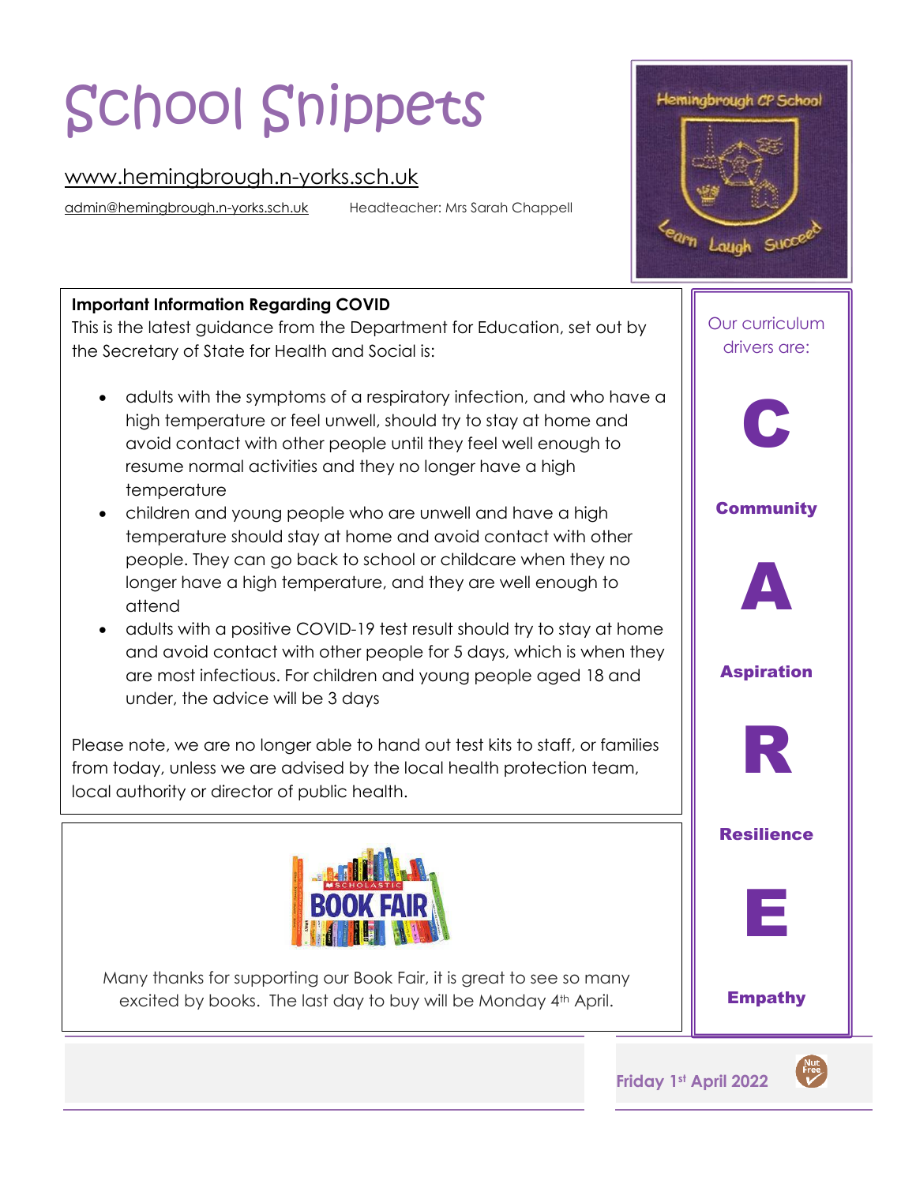# School Snippets

www.hemingbrough.n-yorks.sch.uk

admin@hemingbrough.n-yorks.sch.uk    Headteacher: Mrs Sarah Chappell

Hemingbrough CP School

Learn Laugh Succeed

Friday 1st April 2022

**Important Information Regarding COVID**

This is the latest guidance from the Department for Education, set out by the Secretary of State for Health and Social is:

- adults with the symptoms of a respiratory infection, and who have a high temperature or feel unwell, should try to stay at home and avoid contact with other people until they feel well enough to resume normal activities and they no longer have a high temperature
- children and young people who are unwell and have a high temperature should stay at home and avoid contact with other people. They can go back to school or childcare when they no longer have a high temperature, and they are well enough to attend
- adults with a positive COVID-19 test result should try to stay at home and avoid contact with other people for 5 days, which is when they are most infectious. For children and young people aged 18 and under, the advice will be 3 days

Please note, we are no longer able to hand out test kits to staff, or families from today, unless we are advised by the local health protection team, local authority or director of public health.

**SCHOLASTIC BOOK FAIR**

Many thanks for supporting our Book Fair, it is great to see so many excited by books. The last day to buy will be Monday 4th April.

Our curriculum drivers are:

**C** — **Community**

**A** — **Aspiration**

**R** — **Resilience**

**E** — **Empathy**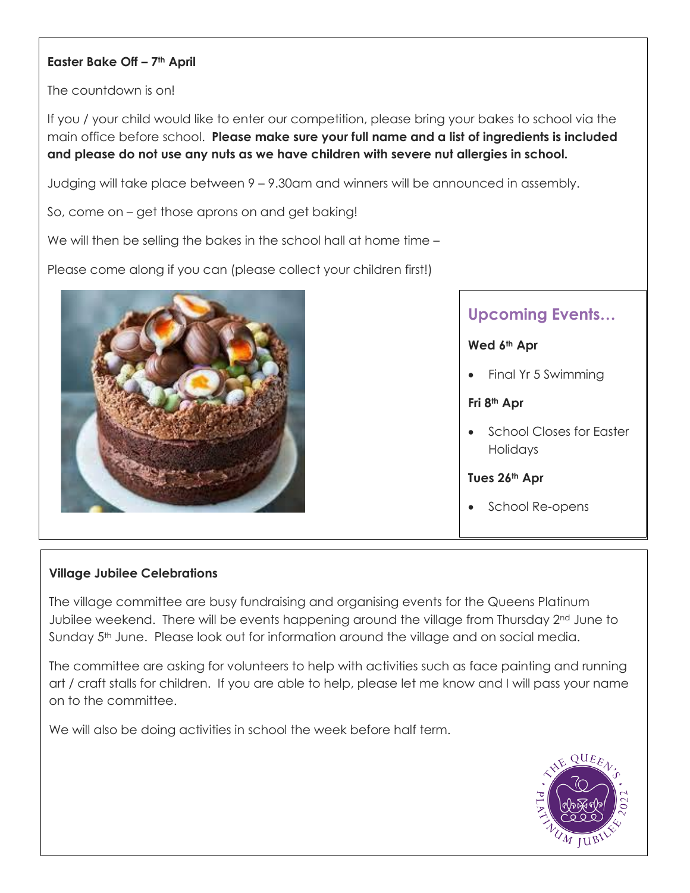**Easter Bake Off – 7th April**

The countdown is on!

If you / your child would like to enter our competition, please bring your bakes to school via the main office before school. **Please make sure your full name and a list of ingredients is included and please do not use any nuts as we have children with severe nut allergies in school.**

Judging will take place between 9 – 9.30am and winners will be announced in assembly.

So, come on – get those aprons on and get baking!

We will then be selling the bakes in the school hall at home time –

Please come along if you can (please collect your children first!)

## Upcoming Events…

**Wed 6th Apr**

- Final Yr 5 Swimming

**Fri 8th Apr**

- School Closes for Easter Holidays

**Tues 26th Apr**

- School Re-opens

**Village Jubilee Celebrations**

The village committee are busy fundraising and organising events for the Queens Platinum Jubilee weekend. There will be events happening around the village from Thursday 2nd June to Sunday 5th June. Please look out for information around the village and on social media.

The committee are asking for volunteers to help with activities such as face painting and running art / craft stalls for children. If you are able to help, please let me know and I will pass your name on to the committee.

We will also be doing activities in school the week before half term.